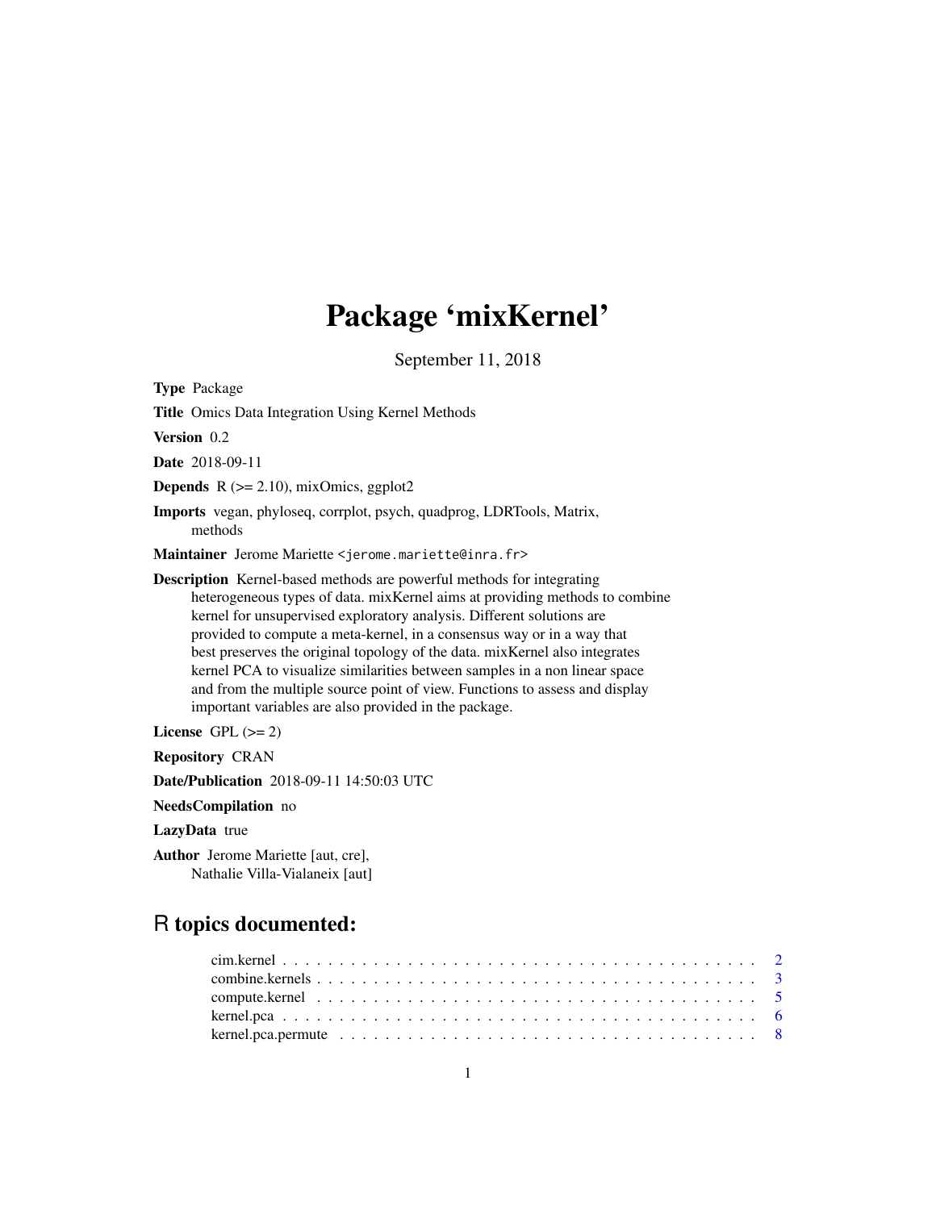# Package 'mixKernel'

September 11, 2018

**Type** Package

**Title** Omics Data Integration Using Kernel Methods

**Version** 0.2

**Date** 2018-09-11

**Depends** R (>= 2.10), mixOmics, ggplot2

**Imports** vegan, phyloseq, corrplot, psych, quadprog, LDRTools, Matrix, methods

**Maintainer** Jerome Mariette <jerome.mariette@inra.fr>

**Description** Kernel-based methods are powerful methods for integrating heterogeneous types of data. mixKernel aims at providing methods to combine kernel for unsupervised exploratory analysis. Different solutions are provided to compute a meta-kernel, in a consensus way or in a way that best preserves the original topology of the data. mixKernel also integrates kernel PCA to visualize similarities between samples in a non linear space and from the multiple source point of view. Functions to assess and display important variables are also provided in the package.

**License** GPL (>= 2)

**Repository** CRAN

**Date/Publication** 2018-09-11 14:50:03 UTC

**NeedsCompilation** no

**LazyData** true

**Author** Jerome Mariette [aut, cre], Nathalie Villa-Vialaneix [aut]

## R topics documented:

- cim.kernel . . . . . . . . . . . . . . . . . . . . . . . . . . . . . . . . . . . . . . . . 2
- combine.kernels . . . . . . . . . . . . . . . . . . . . . . . . . . . . . . . . . . . . . 3
- compute.kernel . . . . . . . . . . . . . . . . . . . . . . . . . . . . . . . . . . . . . . 5
- kernel.pca . . . . . . . . . . . . . . . . . . . . . . . . . . . . . . . . . . . . . . . . 6
- kernel.pca.permute . . . . . . . . . . . . . . . . . . . . . . . . . . . . . . . . . . . 8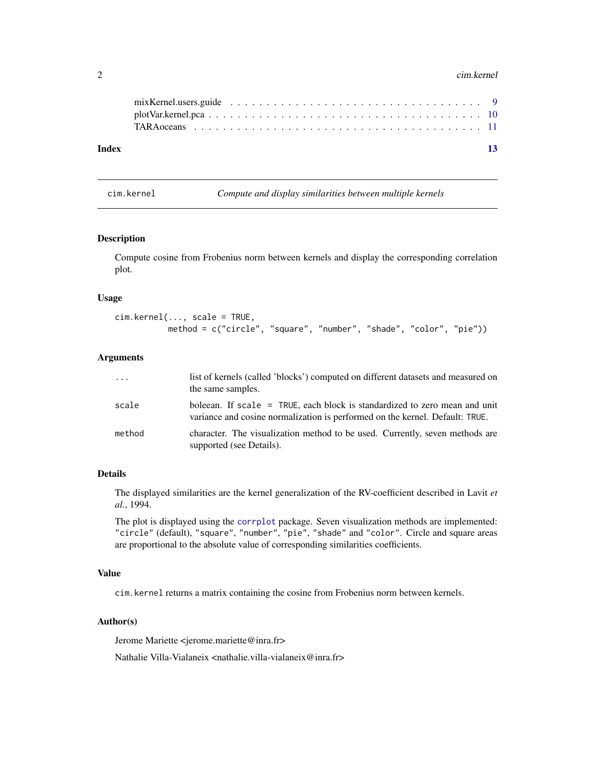mixKernel.users.guide . . . . . . . . . . . . . . . . . . . . . . . . . . . . . . . . . 9
plotVar.kernel.pca . . . . . . . . . . . . . . . . . . . . . . . . . . . . . . . . . . . 10
TARAoceans . . . . . . . . . . . . . . . . . . . . . . . . . . . . . . . . . . . . . . . . 11

**Index** **13**

---

`cim.kernel` *Compute and display similarities between multiple kernels*

---

## Description

Compute cosine from Frobenius norm between kernels and display the corresponding correlation plot.

## Usage

```
cim.kernel(..., scale = TRUE,
           method = c("circle", "square", "number", "shade", "color", "pie"))
```

## Arguments

| | |
|---|---|
| `...` | list of kernels (called 'blocks') computed on different datasets and measured on the same samples. |
| `scale` | boleean. If `scale = TRUE`, each block is standardized to zero mean and unit variance and cosine normalization is performed on the kernel. Default: `TRUE`. |
| `method` | character. The visualization method to be used. Currently, seven methods are supported (see Details). |

## Details

The displayed similarities are the kernel generalization of the RV-coefficient described in Lavit *et al.*, 1994.

The plot is displayed using the `corrplot` package. Seven visualization methods are implemented: `"circle"` (default), `"square"`, `"number"`, `"pie"`, `"shade"` and `"color"`. Circle and square areas are proportional to the absolute value of corresponding similarities coefficients.

## Value

`cim.kernel` returns a matrix containing the cosine from Frobenius norm between kernels.

## Author(s)

Jerome Mariette <jerome.mariette@inra.fr>

Nathalie Villa-Vialaneix <nathalie.villa-vialaneix@inra.fr>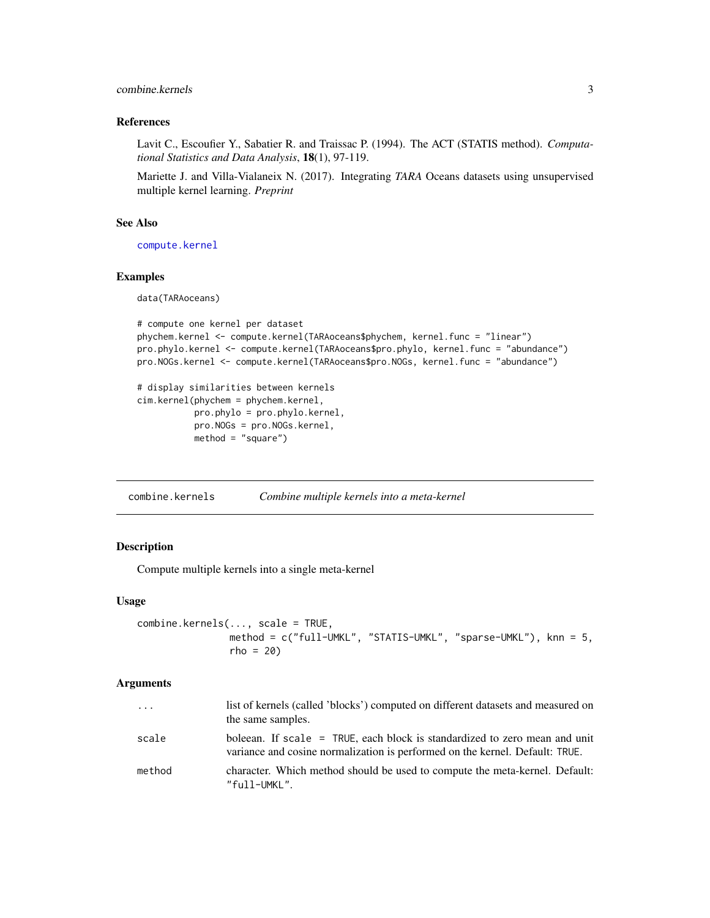### References

Lavit C., Escoufier Y., Sabatier R. and Traissac P. (1994). The ACT (STATIS method). *Computational Statistics and Data Analysis*, **18**(1), 97-119.

Mariette J. and Villa-Vialaneix N. (2017). Integrating *TARA* Oceans datasets using unsupervised multiple kernel learning. *Preprint*

### See Also

compute.kernel

### Examples

```
data(TARAoceans)

# compute one kernel per dataset
phychem.kernel <- compute.kernel(TARAoceans$phychem, kernel.func = "linear")
pro.phylo.kernel <- compute.kernel(TARAoceans$pro.phylo, kernel.func = "abundance")
pro.NOGs.kernel <- compute.kernel(TARAoceans$pro.NOGs, kernel.func = "abundance")

# display similarities between kernels
cim.kernel(phychem = phychem.kernel,
           pro.phylo = pro.phylo.kernel,
           pro.NOGs = pro.NOGs.kernel,
           method = "square")
```

---

## combine.kernels *Combine multiple kernels into a meta-kernel*

### Description

Compute multiple kernels into a single meta-kernel

### Usage

```
combine.kernels(..., scale = TRUE,
                method = c("full-UMKL", "STATIS-UMKL", "sparse-UMKL"), knn = 5,
                rho = 20)
```

### Arguments

| | |
|---|---|
| ... | list of kernels (called 'blocks') computed on different datasets and measured on the same samples. |
| scale | boleean. If scale = TRUE, each block is standardized to zero mean and unit variance and cosine normalization is performed on the kernel. Default: TRUE. |
| method | character. Which method should be used to compute the meta-kernel. Default: "full-UMKL". |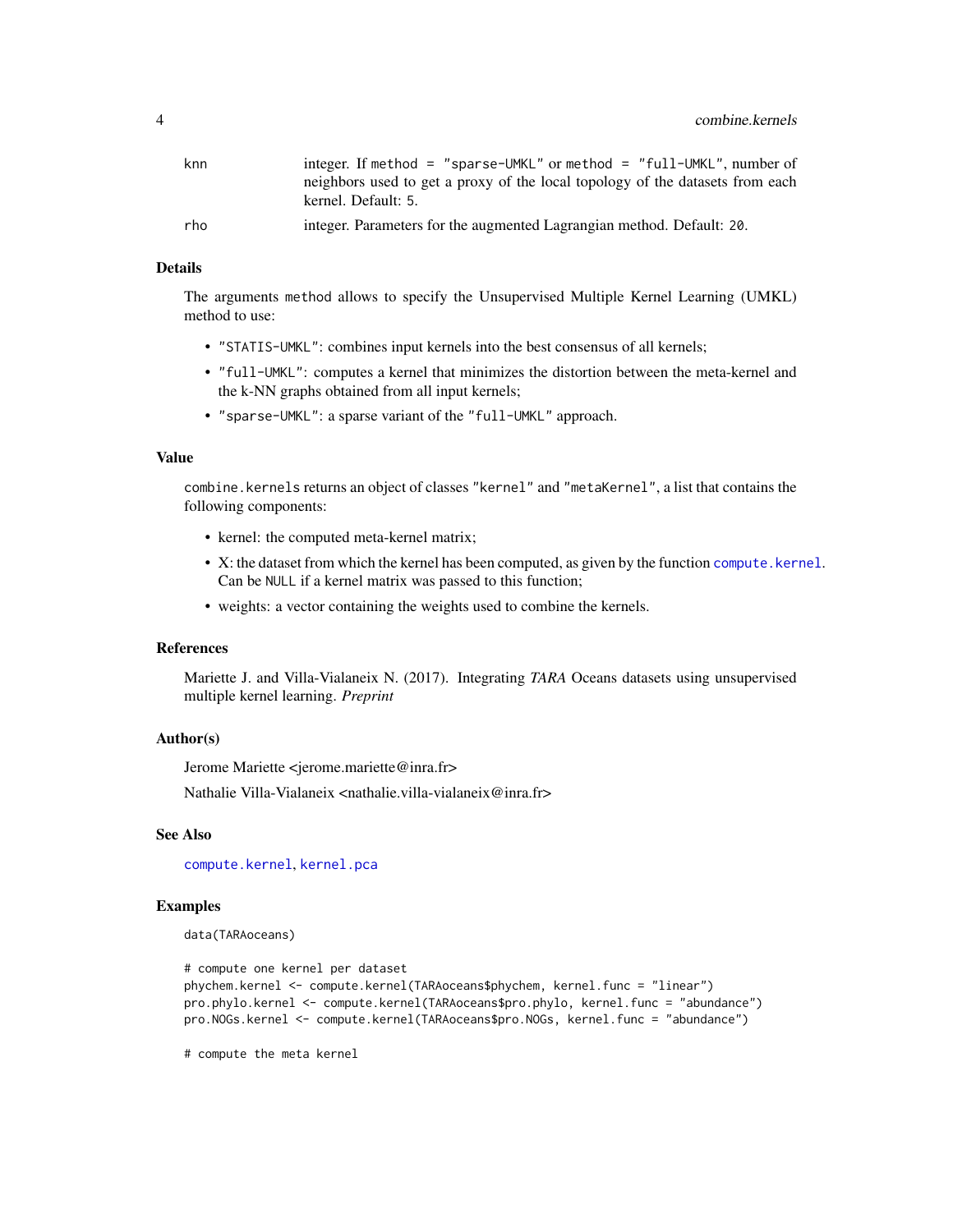| | |
|---|---|
| knn | integer. If `method = "sparse-UMKL"` or `method = "full-UMKL"`, number of neighbors used to get a proxy of the local topology of the datasets from each kernel. Default: `5`. |
| rho | integer. Parameters for the augmented Lagrangian method. Default: `20`. |

## Details

The arguments `method` allows to specify the Unsupervised Multiple Kernel Learning (UMKL) method to use:

- `"STATIS-UMKL"`: combines input kernels into the best consensus of all kernels;
- `"full-UMKL"`: computes a kernel that minimizes the distortion between the meta-kernel and the k-NN graphs obtained from all input kernels;
- `"sparse-UMKL"`: a sparse variant of the `"full-UMKL"` approach.

## Value

`combine.kernels` returns an object of classes `"kernel"` and `"metaKernel"`, a list that contains the following components:

- kernel: the computed meta-kernel matrix;
- X: the dataset from which the kernel has been computed, as given by the function `compute.kernel`. Can be `NULL` if a kernel matrix was passed to this function;
- weights: a vector containing the weights used to combine the kernels.

## References

Mariette J. and Villa-Vialaneix N. (2017). Integrating *TARA* Oceans datasets using unsupervised multiple kernel learning. *Preprint*

## Author(s)

Jerome Mariette <jerome.mariette@inra.fr>

Nathalie Villa-Vialaneix <nathalie.villa-vialaneix@inra.fr>

## See Also

`compute.kernel`, `kernel.pca`

## Examples

```
data(TARAoceans)

# compute one kernel per dataset
phychem.kernel <- compute.kernel(TARAoceans$phychem, kernel.func = "linear")
pro.phylo.kernel <- compute.kernel(TARAoceans$pro.phylo, kernel.func = "abundance")
pro.NOGs.kernel <- compute.kernel(TARAoceans$pro.NOGs, kernel.func = "abundance")

# compute the meta kernel
```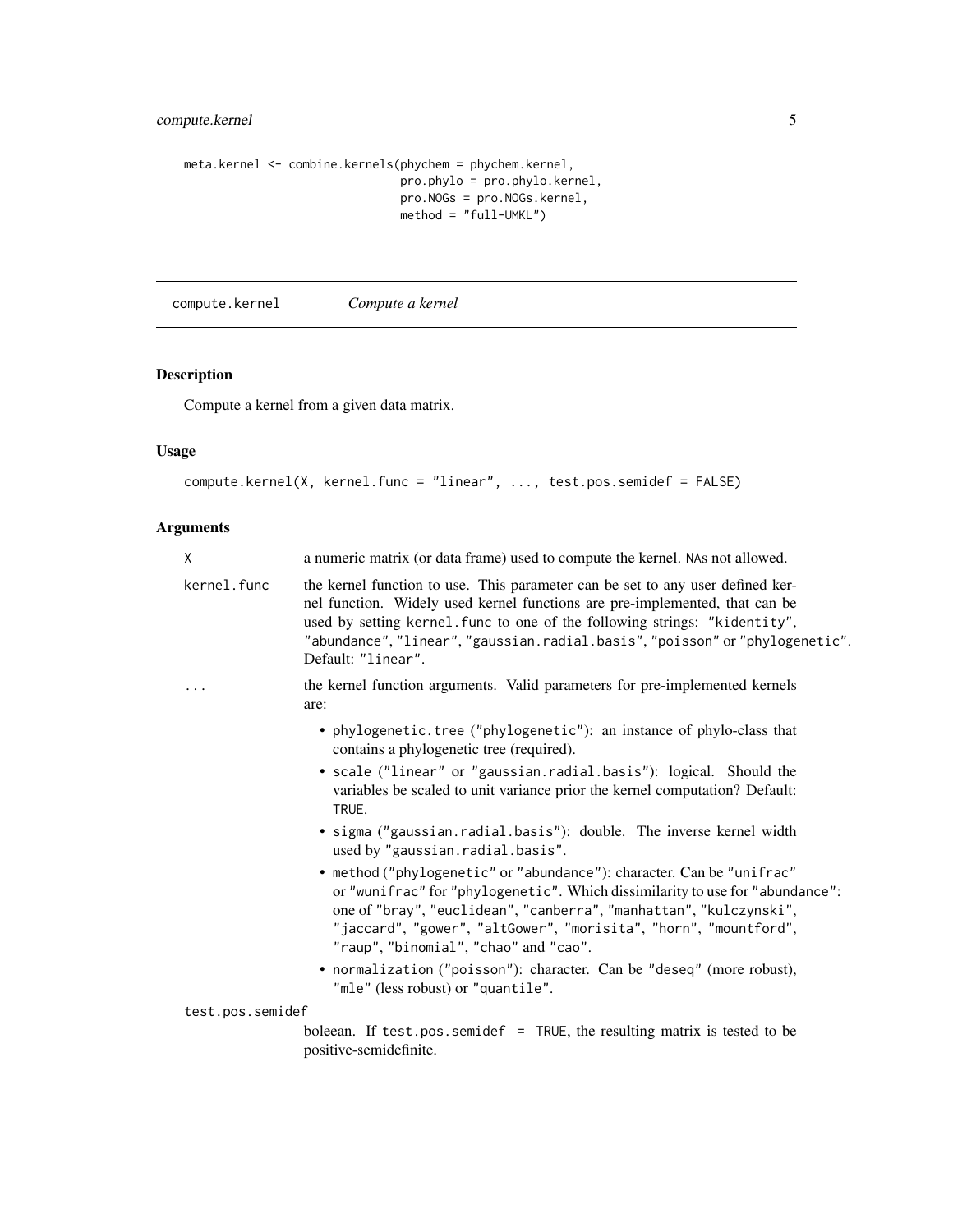```
meta.kernel <- combine.kernels(phychem = phychem.kernel,
                               pro.phylo = pro.phylo.kernel,
                               pro.NOGs = pro.NOGs.kernel,
                               method = "full-UMKL")
```

## compute.kernel *Compute a kernel*

### Description

Compute a kernel from a given data matrix.

### Usage

```
compute.kernel(X, kernel.func = "linear", ..., test.pos.semidef = FALSE)
```

### Arguments

`X` a numeric matrix (or data frame) used to compute the kernel. NAs not allowed.

`kernel.func` the kernel function to use. This parameter can be set to any user defined kernel function. Widely used kernel functions are pre-implemented, that can be used by setting `kernel.func` to one of the following strings: "kidentity", "abundance", "linear", "gaussian.radial.basis", "poisson" or "phylogenetic". Default: "linear".

`...` the kernel function arguments. Valid parameters for pre-implemented kernels are:

- `phylogenetic.tree` ("phylogenetic"): an instance of phylo-class that contains a phylogenetic tree (required).
- `scale` ("linear" or "gaussian.radial.basis"): logical. Should the variables be scaled to unit variance prior the kernel computation? Default: TRUE.
- `sigma` ("gaussian.radial.basis"): double. The inverse kernel width used by "gaussian.radial.basis".
- `method` ("phylogenetic" or "abundance"): character. Can be "unifrac" or "wunifrac" for "phylogenetic". Which dissimilarity to use for "abundance": one of "bray", "euclidean", "canberra", "manhattan", "kulczynski", "jaccard", "gower", "altGower", "morisita", "horn", "mountford", "raup", "binomial", "chao" and "cao".
- `normalization` ("poisson"): character. Can be "deseq" (more robust), "mle" (less robust) or "quantile".

`test.pos.semidef` boleean. If `test.pos.semidef = TRUE`, the resulting matrix is tested to be positive-semidefinite.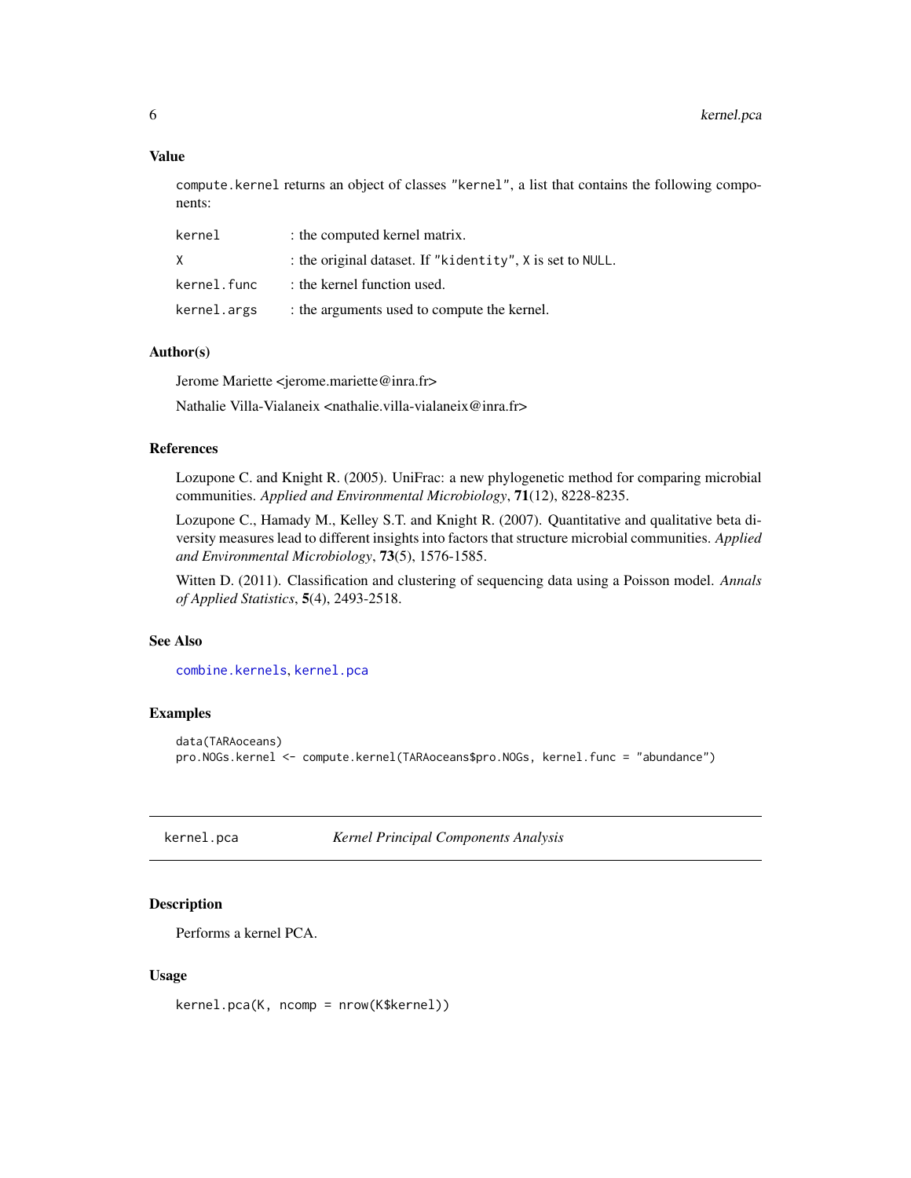## Value

compute.kernel returns an object of classes "kernel", a list that contains the following components:

| | |
|---|---|
| kernel | : the computed kernel matrix. |
| X | : the original dataset. If "kidentity", X is set to NULL. |
| kernel.func | : the kernel function used. |
| kernel.args | : the arguments used to compute the kernel. |

## Author(s)

Jerome Mariette <jerome.mariette@inra.fr>

Nathalie Villa-Vialaneix <nathalie.villa-vialaneix@inra.fr>

## References

Lozupone C. and Knight R. (2005). UniFrac: a new phylogenetic method for comparing microbial communities. *Applied and Environmental Microbiology*, **71**(12), 8228-8235.

Lozupone C., Hamady M., Kelley S.T. and Knight R. (2007). Quantitative and qualitative beta diversity measures lead to different insights into factors that structure microbial communities. *Applied and Environmental Microbiology*, **73**(5), 1576-1585.

Witten D. (2011). Classification and clustering of sequencing data using a Poisson model. *Annals of Applied Statistics*, **5**(4), 2493-2518.

## See Also

combine.kernels, kernel.pca

## Examples

```
data(TARAoceans)
pro.NOGs.kernel <- compute.kernel(TARAoceans$pro.NOGs, kernel.func = "abundance")
```

---

# kernel.pca *Kernel Principal Components Analysis*

## Description

Performs a kernel PCA.

## Usage

```
kernel.pca(K, ncomp = nrow(K$kernel))
```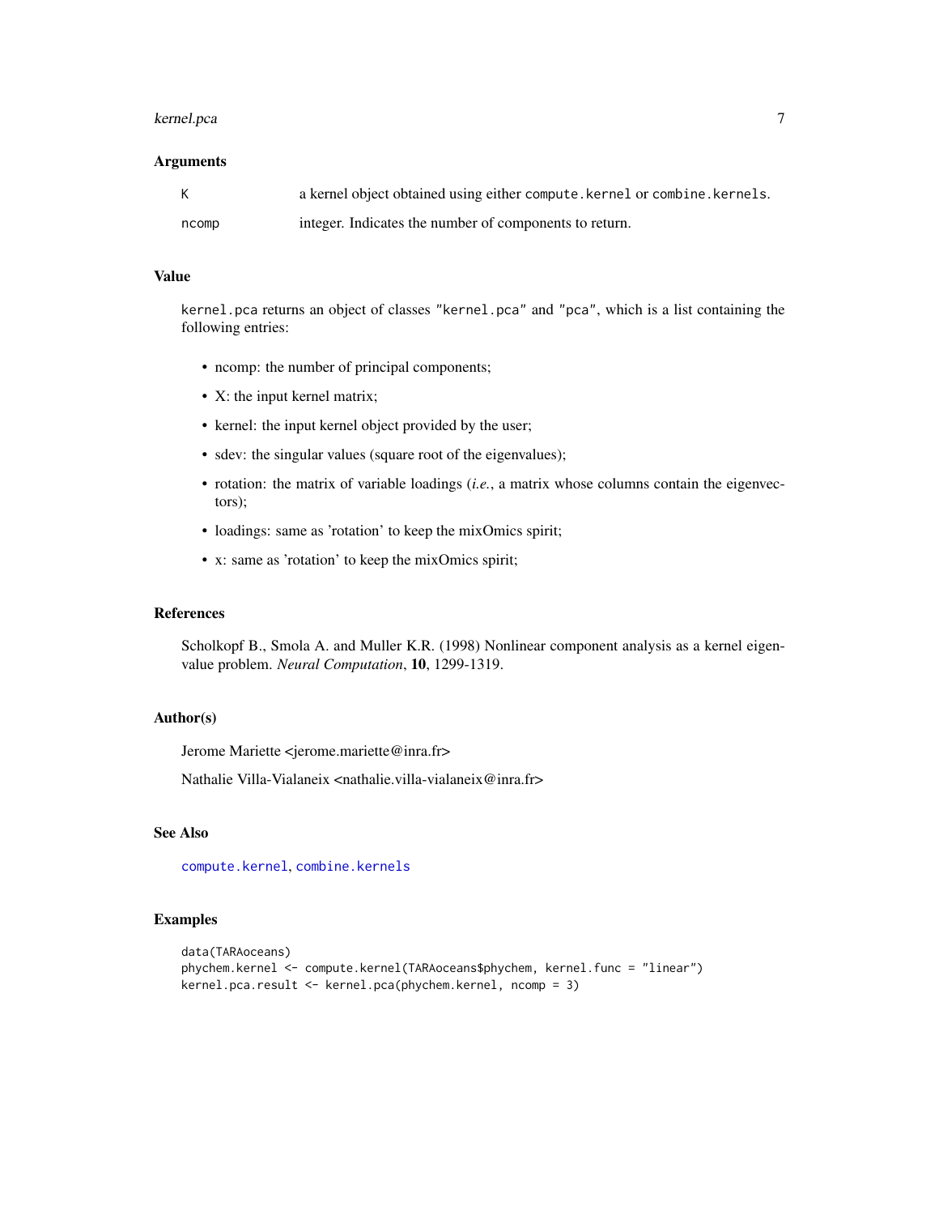### Arguments

| | |
|---|---|
| K | a kernel object obtained using either `compute.kernel` or `combine.kernels`. |
| ncomp | integer. Indicates the number of components to return. |

### Value

`kernel.pca` returns an object of classes "kernel.pca" and "pca", which is a list containing the following entries:

- ncomp: the number of principal components;
- X: the input kernel matrix;
- kernel: the input kernel object provided by the user;
- sdev: the singular values (square root of the eigenvalues);
- rotation: the matrix of variable loadings (*i.e.*, a matrix whose columns contain the eigenvectors);
- loadings: same as 'rotation' to keep the mixOmics spirit;
- x: same as 'rotation' to keep the mixOmics spirit;

### References

Scholkopf B., Smola A. and Muller K.R. (1998) Nonlinear component analysis as a kernel eigenvalue problem. *Neural Computation*, **10**, 1299-1319.

### Author(s)

Jerome Mariette <jerome.mariette@inra.fr>

Nathalie Villa-Vialaneix <nathalie.villa-vialaneix@inra.fr>

### See Also

`compute.kernel`, `combine.kernels`

### Examples

```
data(TARAoceans)
phychem.kernel <- compute.kernel(TARAoceans$phychem, kernel.func = "linear")
kernel.pca.result <- kernel.pca(phychem.kernel, ncomp = 3)
```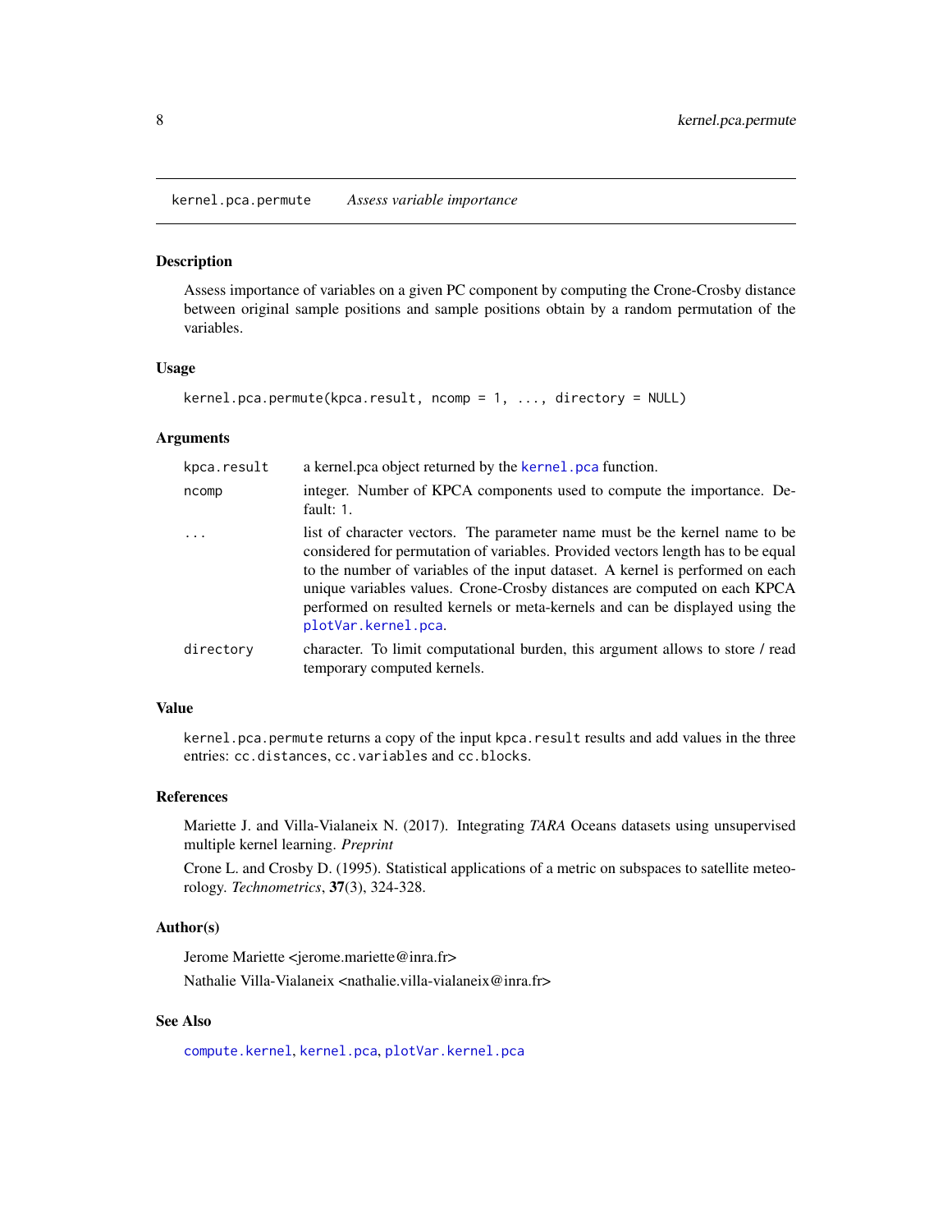kernel.pca.permute    *Assess variable importance*

## Description

Assess importance of variables on a given PC component by computing the Crone-Crosby distance between original sample positions and sample positions obtain by a random permutation of the variables.

## Usage

```
kernel.pca.permute(kpca.result, ncomp = 1, ..., directory = NULL)
```

## Arguments

| | |
|---|---|
| `kpca.result` | a kernel.pca object returned by the `kernel.pca` function. |
| `ncomp` | integer. Number of KPCA components used to compute the importance. Default: `1`. |
| `...` | list of character vectors. The parameter name must be the kernel name to be considered for permutation of variables. Provided vectors length has to be equal to the number of variables of the input dataset. A kernel is performed on each unique variables values. Crone-Crosby distances are computed on each KPCA performed on resulted kernels or meta-kernels and can be displayed using the `plotVar.kernel.pca`. |
| `directory` | character. To limit computational burden, this argument allows to store / read temporary computed kernels. |

## Value

`kernel.pca.permute` returns a copy of the input `kpca.result` results and add values in the three entries: `cc.distances`, `cc.variables` and `cc.blocks`.

## References

Mariette J. and Villa-Vialaneix N. (2017). Integrating *TARA* Oceans datasets using unsupervised multiple kernel learning. *Preprint*

Crone L. and Crosby D. (1995). Statistical applications of a metric on subspaces to satellite meteorology. *Technometrics*, **37**(3), 324-328.

## Author(s)

Jerome Mariette <jerome.mariette@inra.fr>

Nathalie Villa-Vialaneix <nathalie.villa-vialaneix@inra.fr>

## See Also

`compute.kernel`, `kernel.pca`, `plotVar.kernel.pca`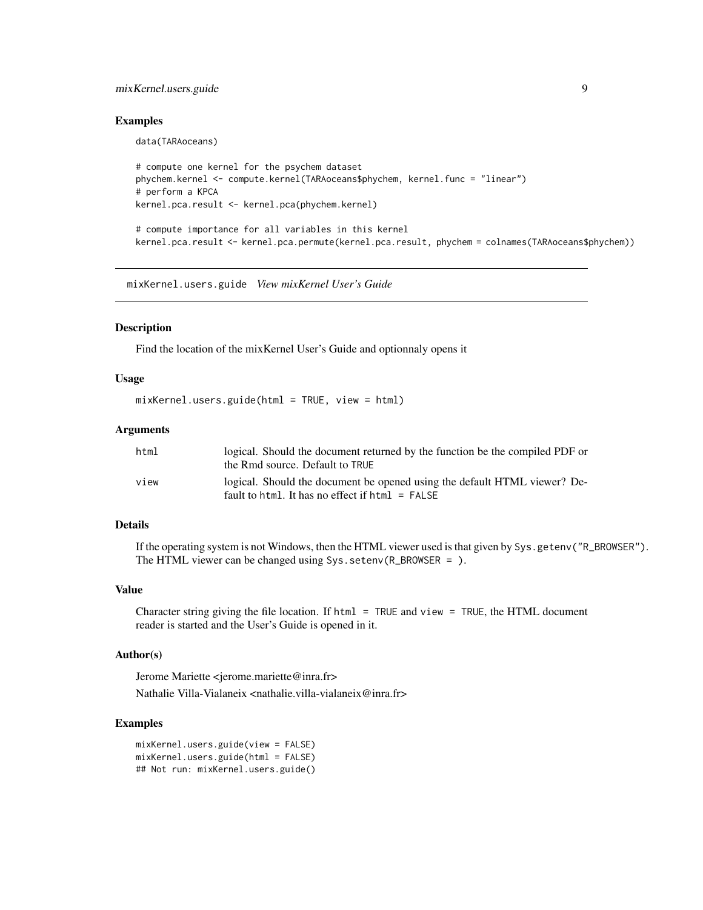### Examples

```
data(TARAoceans)

# compute one kernel for the psychem dataset
phychem.kernel <- compute.kernel(TARAoceans$phychem, kernel.func = "linear")
# perform a KPCA
kernel.pca.result <- kernel.pca(phychem.kernel)

# compute importance for all variables in this kernel
kernel.pca.result <- kernel.pca.permute(kernel.pca.result, phychem = colnames(TARAoceans$phychem))
```

---

## mixKernel.users.guide *View mixKernel User's Guide*

### Description

Find the location of the mixKernel User's Guide and optionnaly opens it

### Usage

```
mixKernel.users.guide(html = TRUE, view = html)
```

### Arguments

| | |
|---|---|
| `html` | logical. Should the document returned by the function be the compiled PDF or the Rmd source. Default to `TRUE` |
| `view` | logical. Should the document be opened using the default HTML viewer? Default to `html`. It has no effect if `html = FALSE` |

### Details

If the operating system is not Windows, then the HTML viewer used is that given by `Sys.getenv("R_BROWSER")`. The HTML viewer can be changed using `Sys.setenv(R_BROWSER = )`.

### Value

Character string giving the file location. If `html = TRUE` and `view = TRUE`, the HTML document reader is started and the User's Guide is opened in it.

### Author(s)

Jerome Mariette <jerome.mariette@inra.fr>

Nathalie Villa-Vialaneix <nathalie.villa-vialaneix@inra.fr>

### Examples

```
mixKernel.users.guide(view = FALSE)
mixKernel.users.guide(html = FALSE)
## Not run: mixKernel.users.guide()
```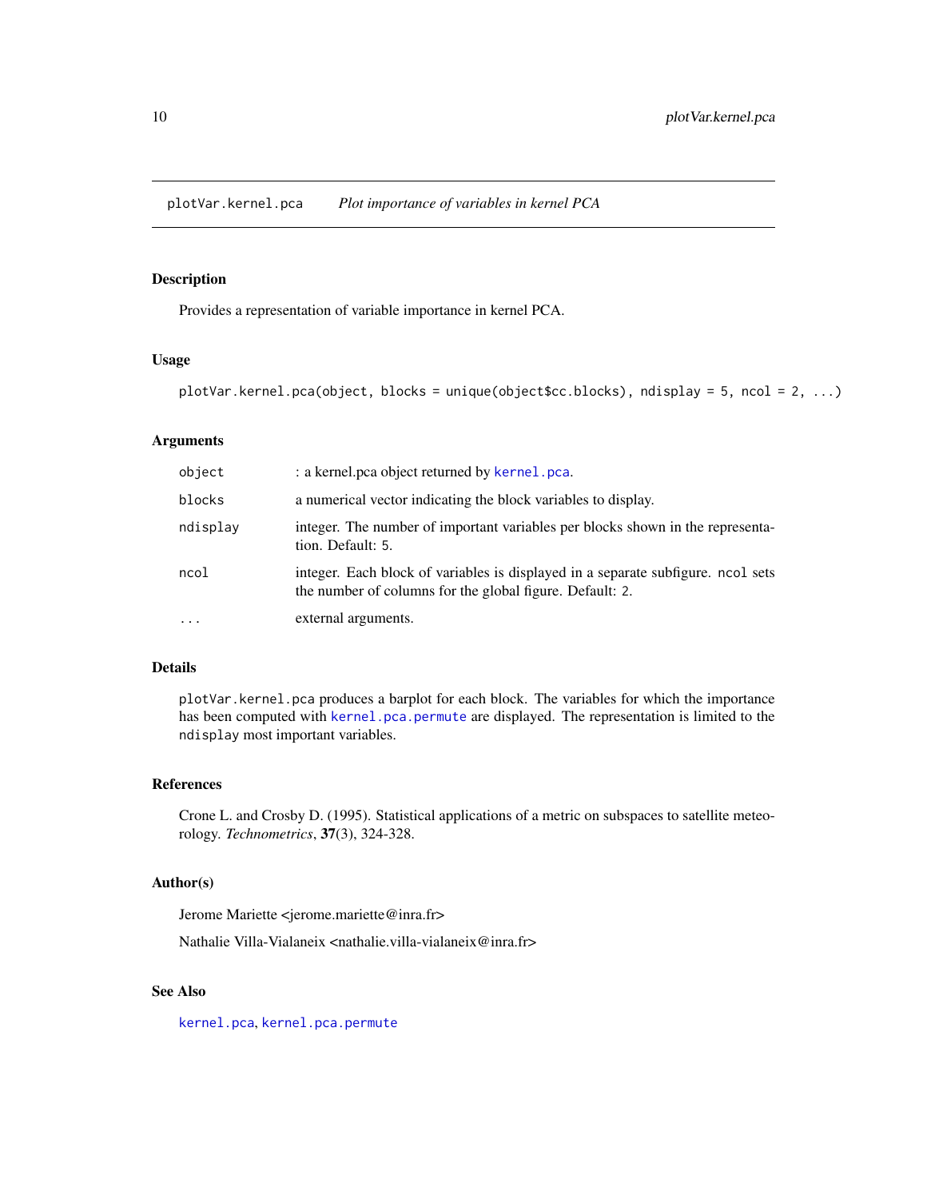# plotVar.kernel.pca — *Plot importance of variables in kernel PCA*

## Description

Provides a representation of variable importance in kernel PCA.

## Usage

```
plotVar.kernel.pca(object, blocks = unique(object$cc.blocks), ndisplay = 5, ncol = 2, ...)
```

## Arguments

| | |
|---|---|
| object | : a kernel.pca object returned by `kernel.pca`. |
| blocks | a numerical vector indicating the block variables to display. |
| ndisplay | integer. The number of important variables per blocks shown in the representation. Default: 5. |
| ncol | integer. Each block of variables is displayed in a separate subfigure. `ncol` sets the number of columns for the global figure. Default: 2. |
| ... | external arguments. |

## Details

`plotVar.kernel.pca` produces a barplot for each block. The variables for which the importance has been computed with `kernel.pca.permute` are displayed. The representation is limited to the `ndisplay` most important variables.

## References

Crone L. and Crosby D. (1995). Statistical applications of a metric on subspaces to satellite meteorology. *Technometrics*, **37**(3), 324-328.

## Author(s)

Jerome Mariette <jerome.mariette@inra.fr>

Nathalie Villa-Vialaneix <nathalie.villa-vialaneix@inra.fr>

## See Also

`kernel.pca`, `kernel.pca.permute`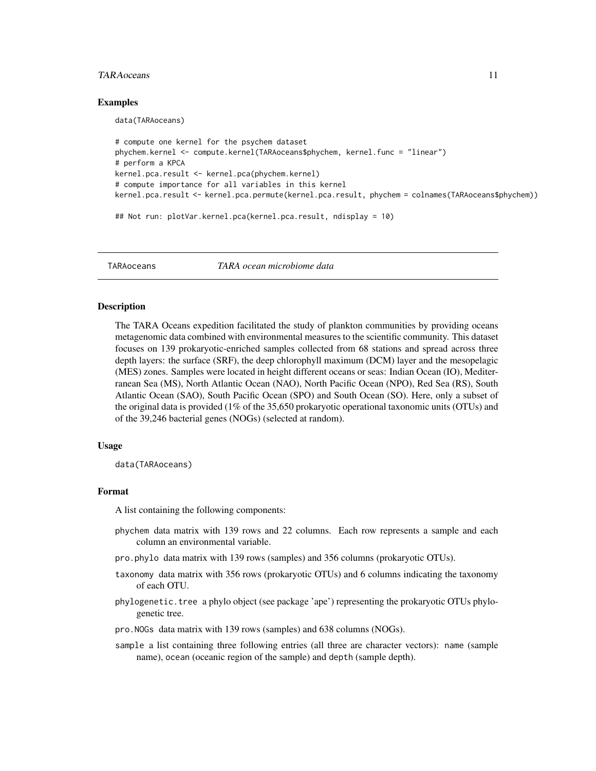### Examples

```
data(TARAoceans)

# compute one kernel for the psychem dataset
phychem.kernel <- compute.kernel(TARAoceans$phychem, kernel.func = "linear")
# perform a KPCA
kernel.pca.result <- kernel.pca(phychem.kernel)
# compute importance for all variables in this kernel
kernel.pca.result <- kernel.pca.permute(kernel.pca.result, phychem = colnames(TARAoceans$phychem))

## Not run: plotVar.kernel.pca(kernel.pca.result, ndisplay = 10)
```

---

## TARAoceans — *TARA ocean microbiome data*

---

### Description

The TARA Oceans expedition facilitated the study of plankton communities by providing oceans metagenomic data combined with environmental measures to the scientific community. This dataset focuses on 139 prokaryotic-enriched samples collected from 68 stations and spread across three depth layers: the surface (SRF), the deep chlorophyll maximum (DCM) layer and the mesopelagic (MES) zones. Samples were located in height different oceans or seas: Indian Ocean (IO), Mediterranean Sea (MS), North Atlantic Ocean (NAO), North Pacific Ocean (NPO), Red Sea (RS), South Atlantic Ocean (SAO), South Pacific Ocean (SPO) and South Ocean (SO). Here, only a subset of the original data is provided (1% of the 35,650 prokaryotic operational taxonomic units (OTUs) and of the 39,246 bacterial genes (NOGs) (selected at random).

### Usage

```
data(TARAoceans)
```

### Format

A list containing the following components:

- `phychem` data matrix with 139 rows and 22 columns. Each row represents a sample and each column an environmental variable.
- `pro.phylo` data matrix with 139 rows (samples) and 356 columns (prokaryotic OTUs).
- `taxonomy` data matrix with 356 rows (prokaryotic OTUs) and 6 columns indicating the taxonomy of each OTU.
- `phylogenetic.tree` a phylo object (see package 'ape') representing the prokaryotic OTUs phylogenetic tree.
- `pro.NOGs` data matrix with 139 rows (samples) and 638 columns (NOGs).
- `sample` a list containing three following entries (all three are character vectors): `name` (sample name), `ocean` (oceanic region of the sample) and `depth` (sample depth).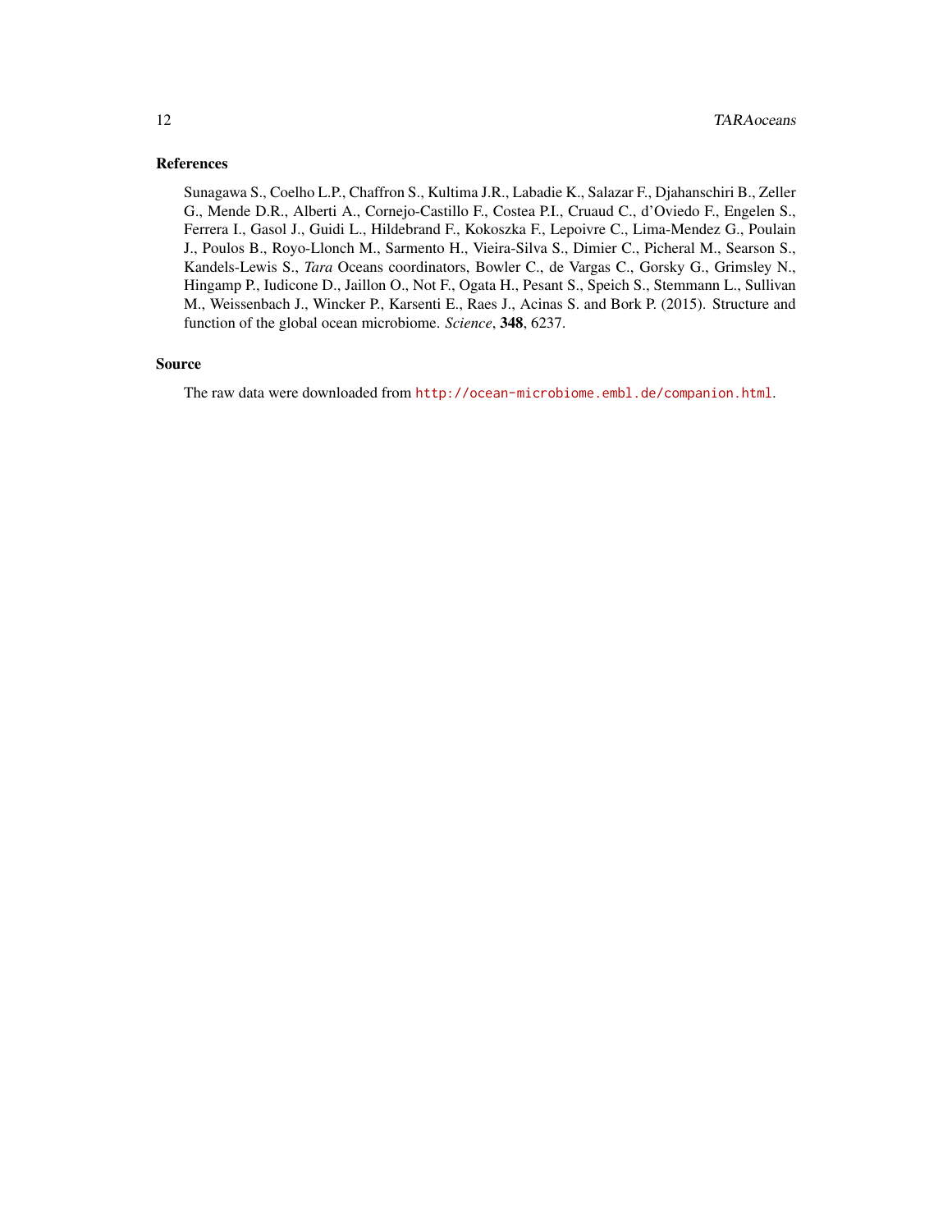### References

Sunagawa S., Coelho L.P., Chaffron S., Kultima J.R., Labadie K., Salazar F., Djahanschiri B., Zeller G., Mende D.R., Alberti A., Cornejo-Castillo F., Costea P.I., Cruaud C., d'Oviedo F., Engelen S., Ferrera I., Gasol J., Guidi L., Hildebrand F., Kokoszka F., Lepoivre C., Lima-Mendez G., Poulain J., Poulos B., Royo-Llonch M., Sarmento H., Vieira-Silva S., Dimier C., Picheral M., Searson S., Kandels-Lewis S., *Tara* Oceans coordinators, Bowler C., de Vargas C., Gorsky G., Grimsley N., Hingamp P., Iudicone D., Jaillon O., Not F., Ogata H., Pesant S., Speich S., Stemmann L., Sullivan M., Weissenbach J., Wincker P., Karsenti E., Raes J., Acinas S. and Bork P. (2015). Structure and function of the global ocean microbiome. *Science*, **348**, 6237.

### Source

The raw data were downloaded from http://ocean-microbiome.embl.de/companion.html.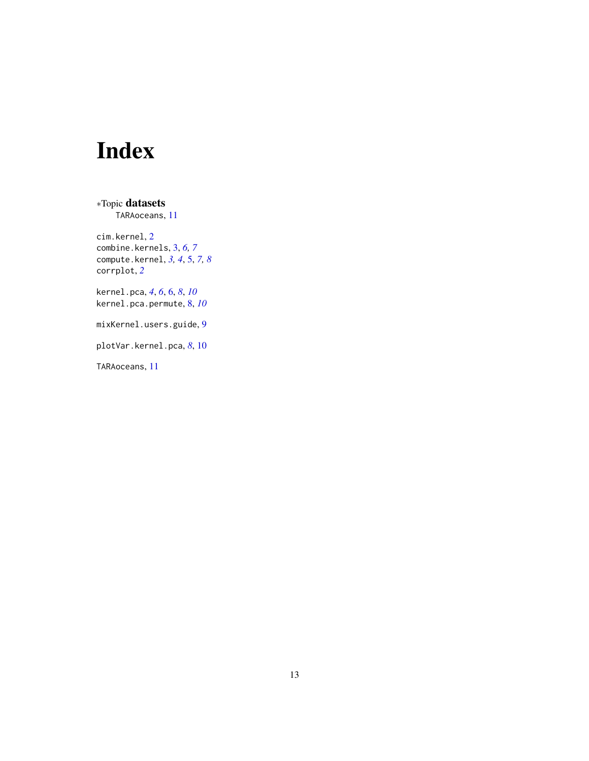# Index

∗Topic **datasets**

TARAoceans, 11

cim.kernel, 2
combine.kernels, 3, *6, 7*
compute.kernel, *3, 4*, 5, *7, 8*
corrplot, *2*

kernel.pca, *4*, *6*, 6, *8*, *10*
kernel.pca.permute, 8, *10*

mixKernel.users.guide, 9

plotVar.kernel.pca, *8*, 10

TARAoceans, 11